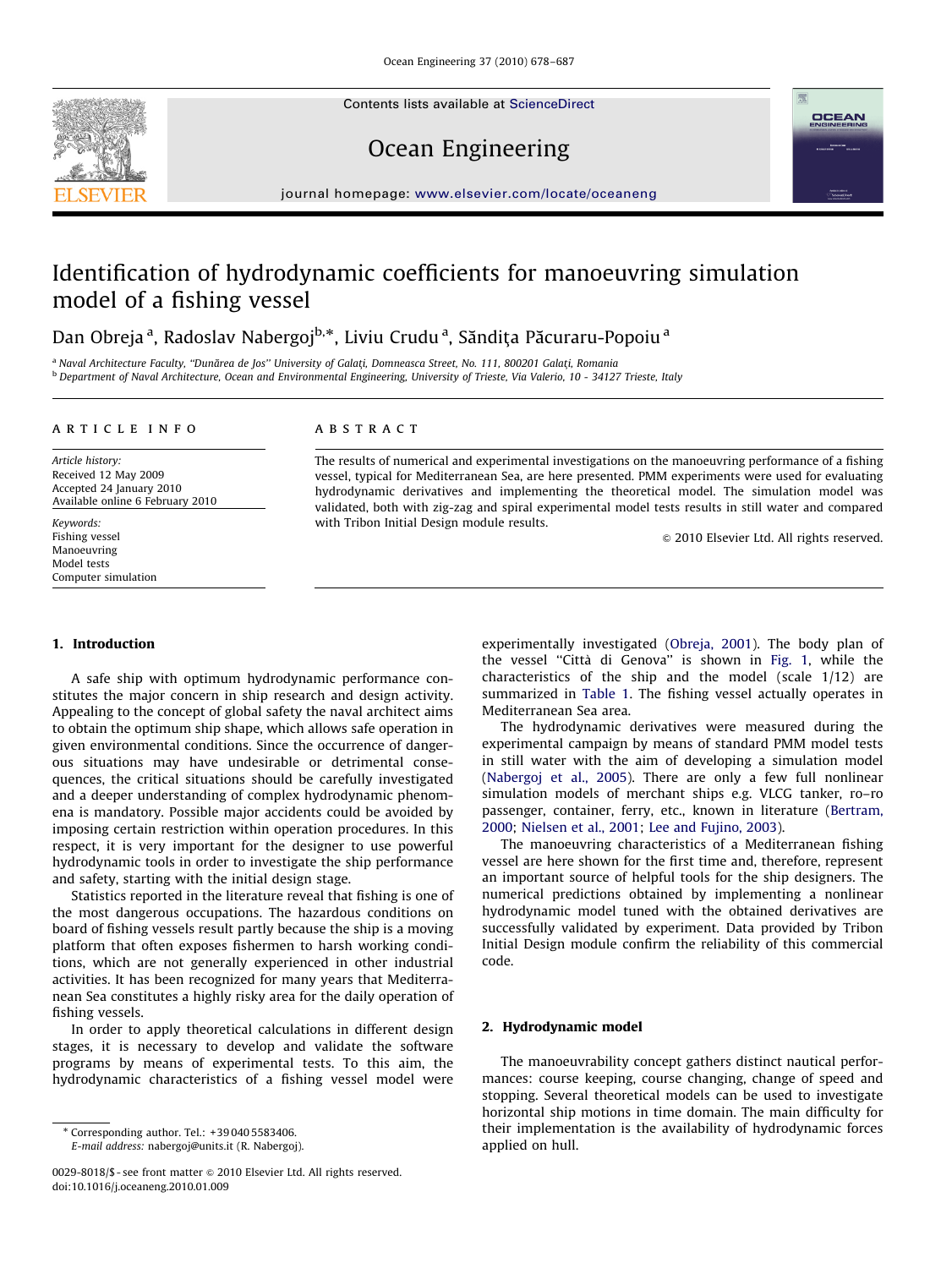# Identification of hydrodynamic coefficients for manoeuvring simulation model of a fishing vessel

Dan Obreja[a], Radoslav Nabergoj[b,*], Liviu Crudu[a], Săndiţa Păcuraru-Popoiu[a]

[a] Naval Architecture Faculty, "Dunărea de Jos" University of Galaţi, Domneasca Street, No. 111, 800201 Galaţi, Romania

[b] Department of Naval Architecture, Ocean and Environmental Engineering, University of Trieste, Via Valerio, 10 - 34127 Trieste, Italy

**ARTICLE INFO**

*Article history:*
Received 12 May 2009
Accepted 24 January 2010
Available online 6 February 2010

*Keywords:*
Fishing vessel
Manoeuvring
Model tests
Computer simulation

**ABSTRACT**

The results of numerical and experimental investigations on the manoeuvring performance of a fishing vessel, typical for Mediterranean Sea, are here presented. PMM experiments were used for evaluating hydrodynamic derivatives and implementing the theoretical model. The simulation model was validated, both with zig-zag and spiral experimental model tests results in still water and compared with Tribon Initial Design module results.

© 2010 Elsevier Ltd. All rights reserved.

## 1. Introduction

A safe ship with optimum hydrodynamic performance constitutes the major concern in ship research and design activity. Appealing to the concept of global safety the naval architect aims to obtain the optimum ship shape, which allows safe operation in given environmental conditions. Since the occurrence of dangerous situations may have undesirable or detrimental consequences, the critical situations should be carefully investigated and a deeper understanding of complex hydrodynamic phenomena is mandatory. Possible major accidents could be avoided by imposing certain restriction within operation procedures. In this respect, it is very important for the designer to use powerful hydrodynamic tools in order to investigate the ship performance and safety, starting with the initial design stage.

Statistics reported in the literature reveal that fishing is one of the most dangerous occupations. The hazardous conditions on board of fishing vessels result partly because the ship is a moving platform that often exposes fishermen to harsh working conditions, which are not generally experienced in other industrial activities. It has been recognized for many years that Mediterranean Sea constitutes a highly risky area for the daily operation of fishing vessels.

In order to apply theoretical calculations in different design stages, it is necessary to develop and validate the software programs by means of experimental tests. To this aim, the hydrodynamic characteristics of a fishing vessel model were experimentally investigated (Obreja, 2001). The body plan of the vessel "Città di Genova" is shown in Fig. 1, while the characteristics of the ship and the model (scale 1/12) are summarized in Table 1. The fishing vessel actually operates in Mediterranean Sea area.

The hydrodynamic derivatives were measured during the experimental campaign by means of standard PMM model tests in still water with the aim of developing a simulation model (Nabergoj et al., 2005). There are only a few full nonlinear simulation models of merchant ships e.g. VLCG tanker, ro–ro passenger, container, ferry, etc., known in literature (Bertram, 2000; Nielsen et al., 2001; Lee and Fujino, 2003).

The manoeuvring characteristics of a Mediterranean fishing vessel are here shown for the first time and, therefore, represent an important source of helpful tools for the ship designers. The numerical predictions obtained by implementing a nonlinear hydrodynamic model tuned with the obtained derivatives are successfully validated by experiment. Data provided by Tribon Initial Design module confirm the reliability of this commercial code.

## 2. Hydrodynamic model

The manoeuvrability concept gathers distinct nautical performances: course keeping, course changing, change of speed and stopping. Several theoretical models can be used to investigate horizontal ship motions in time domain. The main difficulty for their implementation is the availability of hydrodynamic forces applied on hull.

* Corresponding author. Tel.: +39 040 5583406.
*E-mail address:* nabergoj@units.it (R. Nabergoj).

0029-8018/$ - see front matter © 2010 Elsevier Ltd. All rights reserved.
doi:10.1016/j.oceaneng.2010.01.009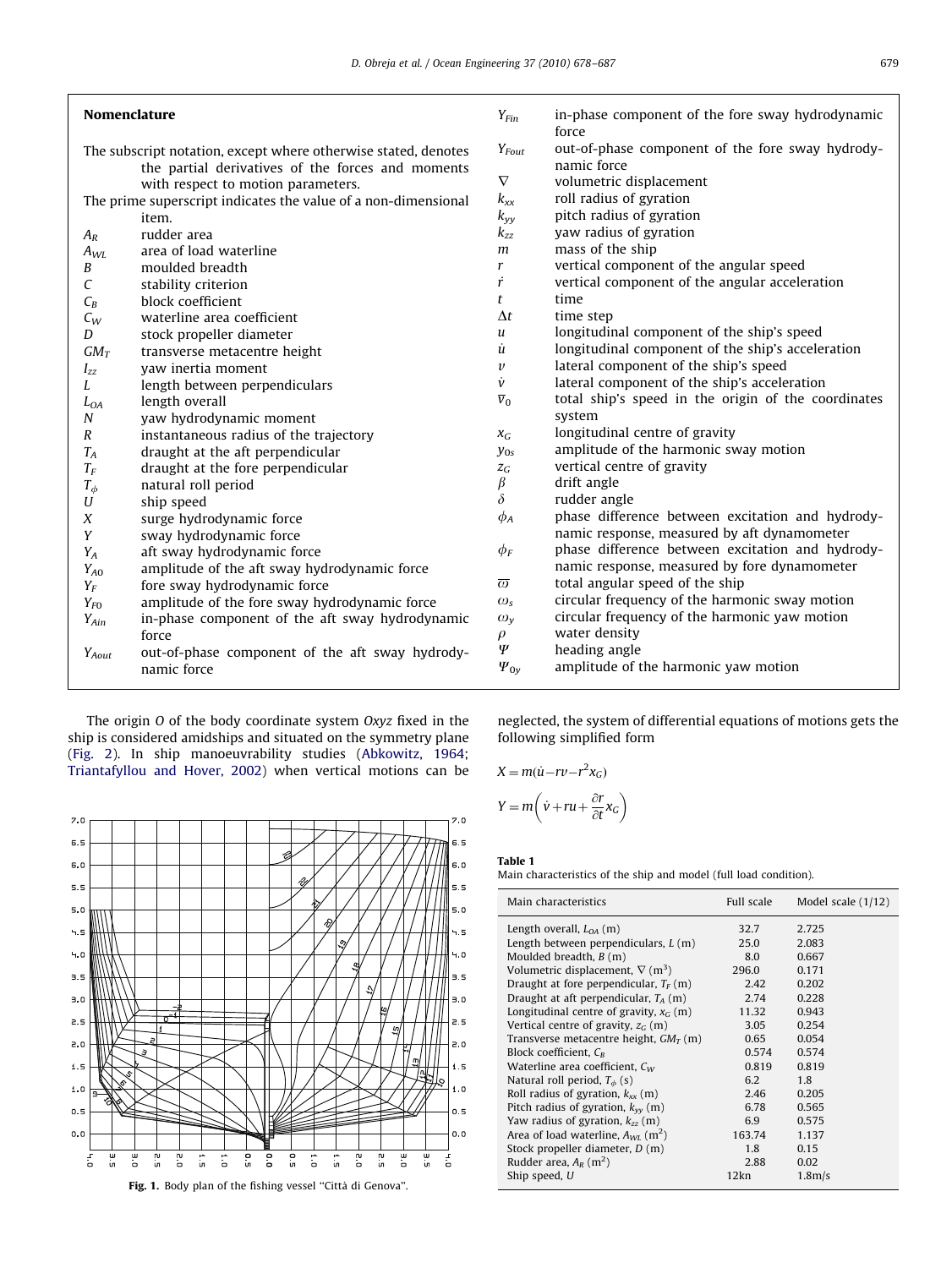## Nomenclature

The subscript notation, except where otherwise stated, denotes the partial derivatives of the forces and moments with respect to motion parameters.

The prime superscript indicates the value of a non-dimensional item.

$A_R$ rudder area
$A_{WL}$ area of load waterline
$B$ moulded breadth
$C$ stability criterion
$C_B$ block coefficient
$C_W$ waterline area coefficient
$D$ stock propeller diameter
$GM_T$ transverse metacentre height
$I_{zz}$ yaw inertia moment
$L$ length between perpendiculars
$L_{OA}$ length overall
$N$ yaw hydrodynamic moment
$R$ instantaneous radius of the trajectory
$T_A$ draught at the aft perpendicular
$T_F$ draught at the fore perpendicular
$T_\phi$ natural roll period
$U$ ship speed
$X$ surge hydrodynamic force
$Y$ sway hydrodynamic force
$Y_A$ aft sway hydrodynamic force
$Y_{A0}$ amplitude of the aft sway hydrodynamic force
$Y_F$ fore sway hydrodynamic force
$Y_{F0}$ amplitude of the fore sway hydrodynamic force
$Y_{Ain}$ in-phase component of the aft sway hydrodynamic force
$Y_{Aout}$ out-of-phase component of the aft sway hydrodynamic force
$Y_{Fin}$ in-phase component of the fore sway hydrodynamic force
$Y_{Fout}$ out-of-phase component of the fore sway hydrodynamic force
$\nabla$ volumetric displacement
$k_{xx}$ roll radius of gyration
$k_{yy}$ pitch radius of gyration
$k_{zz}$ yaw radius of gyration
$m$ mass of the ship
$r$ vertical component of the angular speed
$\dot{r}$ vertical component of the angular acceleration
$t$ time
$\Delta t$ time step
$u$ longitudinal component of the ship's speed
$\dot{u}$ longitudinal component of the ship's acceleration
$v$ lateral component of the ship's speed
$\dot{v}$ lateral component of the ship's acceleration
$\overline{v}_0$ total ship's speed in the origin of the coordinates system
$x_G$ longitudinal centre of gravity
$y_{0s}$ amplitude of the harmonic sway motion
$z_G$ vertical centre of gravity
$\beta$ drift angle
$\delta$ rudder angle
$\phi_A$ phase difference between excitation and hydrodynamic response, measured by aft dynamometer
$\phi_F$ phase difference between excitation and hydrodynamic response, measured by fore dynamometer
$\overline{\varpi}$ total angular speed of the ship
$\omega_s$ circular frequency of the harmonic sway motion
$\omega_y$ circular frequency of the harmonic yaw motion
$\rho$ water density
$\Psi$ heading angle
$\Psi_{0y}$ amplitude of the harmonic yaw motion

The origin $O$ of the body coordinate system $Oxyz$ fixed in the ship is considered amidships and situated on the symmetry plane (Fig. 2). In ship manoeuvrability studies (Abkowitz, 1964; Triantafyllou and Hover, 2002) when vertical motions can be neglected, the system of differential equations of motions gets the following simplified form

Fig. 1. Body plan of the fishing vessel "Città di Genova".

$$X = m(\dot{u} - rv - r^2 x_G)$$

$$Y = m\left(\dot{v} + ru + \frac{\partial r}{\partial t} x_G\right)$$

**Table 1**
Main characteristics of the ship and model (full load condition).

| Main characteristics | Full scale | Model scale (1/12) |
|---|---|---|
| Length overall, $L_{OA}$ (m) | 32.7 | 2.725 |
| Length between perpendiculars, $L$ (m) | 25.0 | 2.083 |
| Moulded breadth, $B$ (m) | 8.0 | 0.667 |
| Volumetric displacement, $\nabla$ (m$^3$) | 296.0 | 0.171 |
| Draught at fore perpendicular, $T_F$ (m) | 2.42 | 0.202 |
| Draught at aft perpendicular, $T_A$ (m) | 2.74 | 0.228 |
| Longitudinal centre of gravity, $x_G$ (m) | 11.32 | 0.943 |
| Vertical centre of gravity, $z_G$ (m) | 3.05 | 0.254 |
| Transverse metacentre height, $GM_T$ (m) | 0.65 | 0.054 |
| Block coefficient, $C_B$ | 0.574 | 0.574 |
| Waterline area coefficient, $C_W$ | 0.819 | 0.819 |
| Natural roll period, $T_\phi$ (s) | 6.2 | 1.8 |
| Roll radius of gyration, $k_{xx}$ (m) | 2.46 | 0.205 |
| Pitch radius of gyration, $k_{yy}$ (m) | 6.78 | 0.565 |
| Yaw radius of gyration, $k_{zz}$ (m) | 6.9 | 0.575 |
| Area of load waterline, $A_{WL}$ (m$^2$) | 163.74 | 1.137 |
| Stock propeller diameter, $D$ (m) | 1.8 | 0.15 |
| Rudder area, $A_R$ (m$^2$) | 2.88 | 0.02 |
| Ship speed, $U$ | 12kn | 1.8m/s |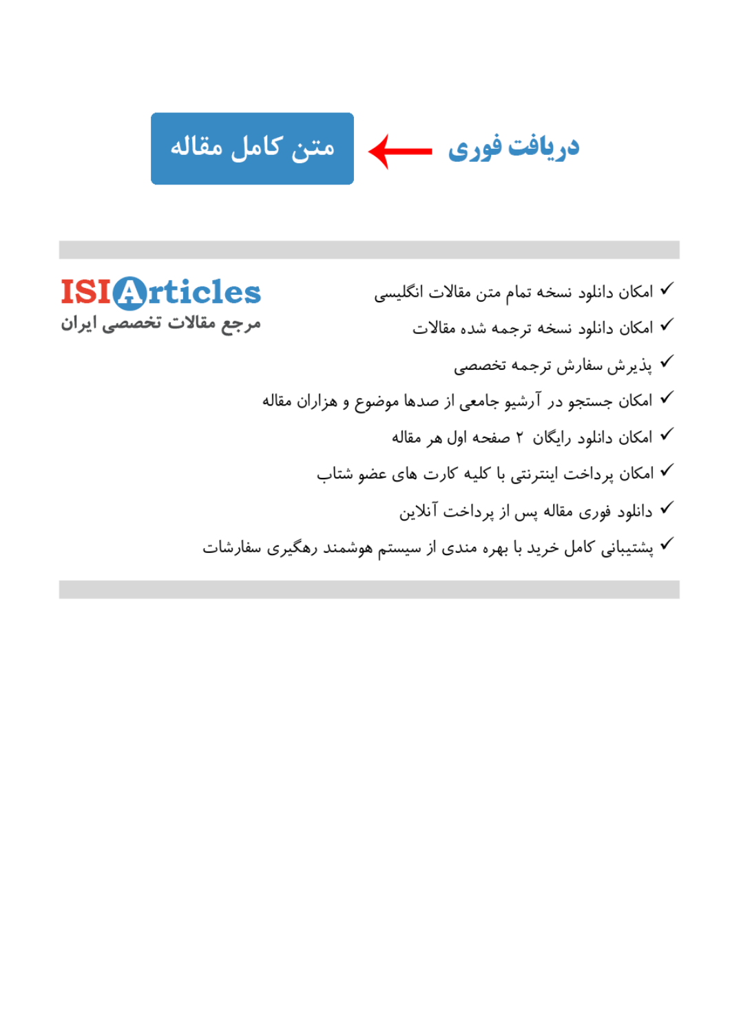دریافت فوری ← **متن کامل مقاله**

**ISIArticles**
مرجع مقالات تخصصی ایران

- ✓ امکان دانلود نسخه تمام متن مقالات انگلیسی
- ✓ امکان دانلود نسخه ترجمه شده مقالات
- ✓ پذیرش سفارش ترجمه تخصصی
- ✓ امکان جستجو در آرشیو جامعی از صدها موضوع و هزاران مقاله
- ✓ امکان دانلود رایگان ۲ صفحه اول هر مقاله
- ✓ امکان پرداخت اینترنتی با کلیه کارت های عضو شتاب
- ✓ دانلود فوری مقاله پس از پرداخت آنلاین
- ✓ پشتیبانی کامل خرید با بهره مندی از سیستم هوشمند رهگیری سفارشات